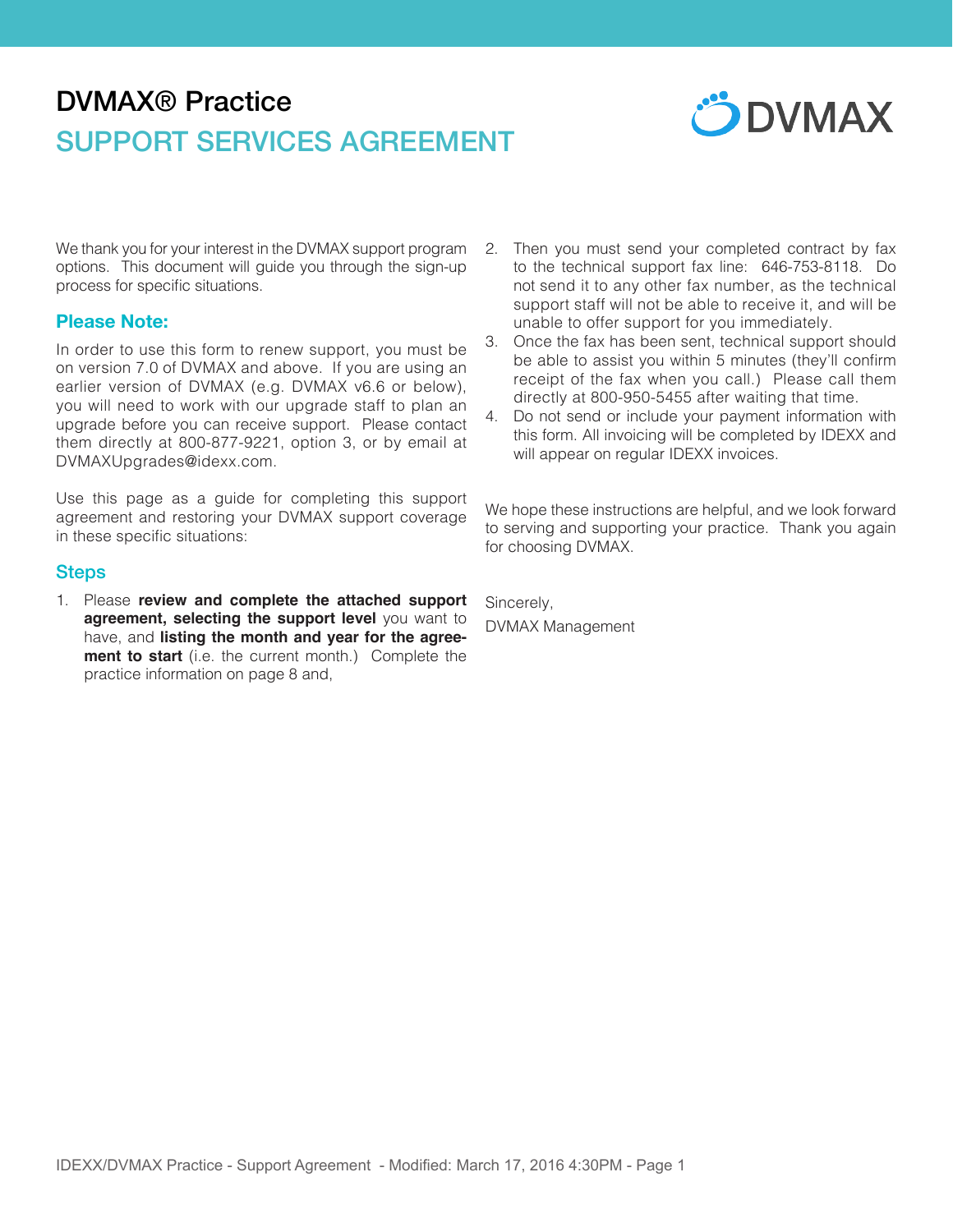# DVMAX® Practice

## SUPPORT SERVICES AGREEMENT

We thank you for your interest in the DVMAX support program options. This document will guide you through the sign-up process for specific situations.

### Please Note:

In order to use this form to renew support, you must be on version 7.0 of DVMAX and above. If you are using an earlier version of DVMAX (e.g. DVMAX v6.6 or below), you will need to work with our upgrade staff to plan an upgrade before you can receive support. Please contact them directly at 800-877-9221, option 3, or by email at DVMAXUpgrades@idexx.com.

Use this page as a guide for completing this support agreement and restoring your DVMAX support coverage in these specific situations:

### Steps

1. Please **review and complete the attached support agreement, selecting the support level** you want to have, and **listing the month and year for the agreement to start** (i.e. the current month.) Complete the practice information on page 8 and,
2. Then you must send your completed contract by fax to the technical support fax line: 646-753-8118. Do not send it to any other fax number, as the technical support staff will not be able to receive it, and will be unable to offer support for you immediately.
3. Once the fax has been sent, technical support should be able to assist you within 5 minutes (they'll confirm receipt of the fax when you call.) Please call them directly at 800-950-5455 after waiting that time.
4. Do not send or include your payment information with this form. All invoicing will be completed by IDEXX and will appear on regular IDEXX invoices.

We hope these instructions are helpful, and we look forward to serving and supporting your practice. Thank you again for choosing DVMAX.

Sincerely,

DVMAX Management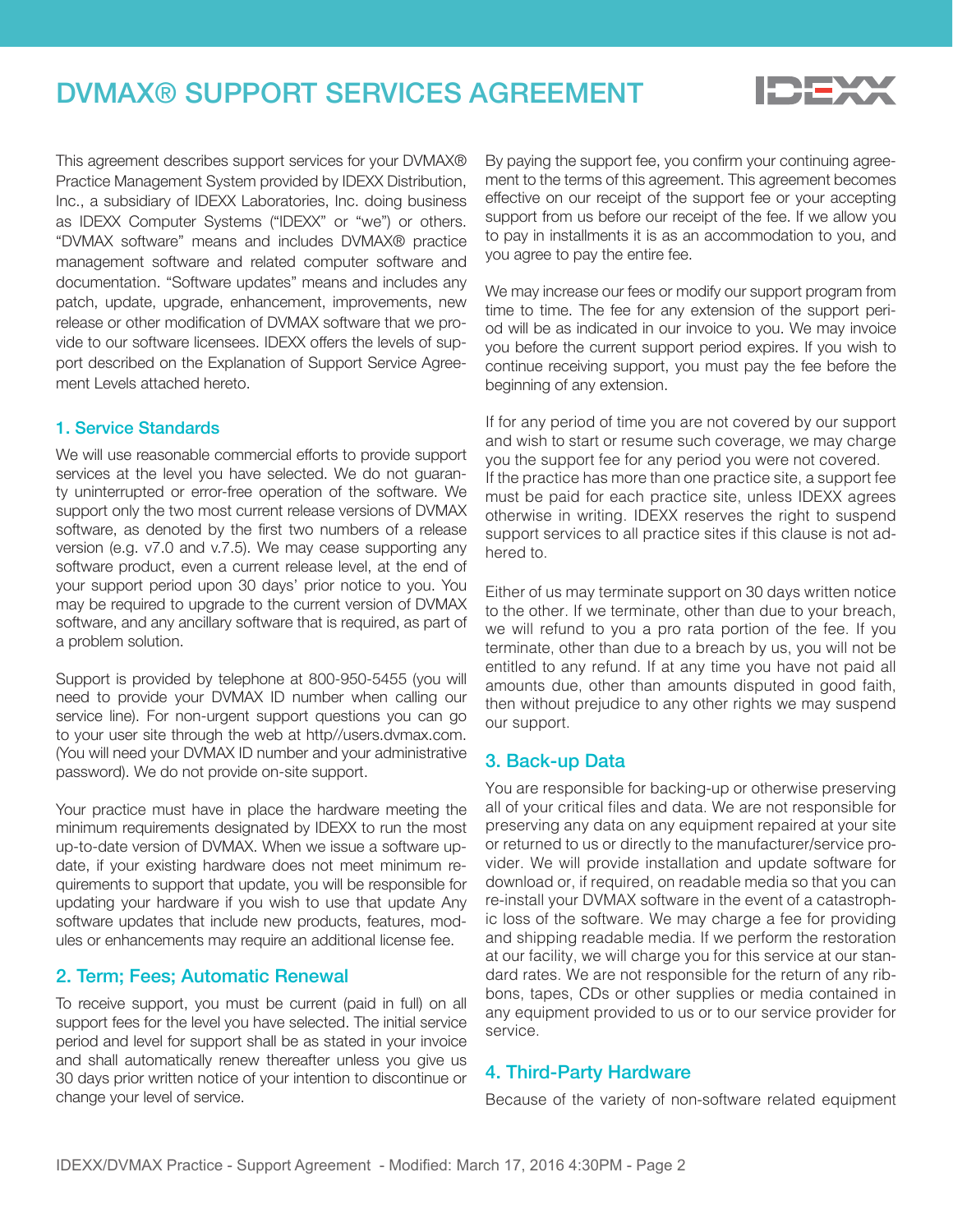# DVMAX® SUPPORT SERVICES AGREEMENT

This agreement describes support services for your DVMAX® Practice Management System provided by IDEXX Distribution, Inc., a subsidiary of IDEXX Laboratories, Inc. doing business as IDEXX Computer Systems ("IDEXX" or "we") or others. "DVMAX software" means and includes DVMAX® practice management software and related computer software and documentation. "Software updates" means and includes any patch, update, upgrade, enhancement, improvements, new release or other modification of DVMAX software that we provide to our software licensees. IDEXX offers the levels of support described on the Explanation of Support Service Agreement Levels attached hereto.

## 1. Service Standards

We will use reasonable commercial efforts to provide support services at the level you have selected. We do not guaranty uninterrupted or error-free operation of the software. We support only the two most current release versions of DVMAX software, as denoted by the first two numbers of a release version (e.g. v7.0 and v.7.5). We may cease supporting any software product, even a current release level, at the end of your support period upon 30 days' prior notice to you. You may be required to upgrade to the current version of DVMAX software, and any ancillary software that is required, as part of a problem solution.

Support is provided by telephone at 800-950-5455 (you will need to provide your DVMAX ID number when calling our service line). For non-urgent support questions you can go to your user site through the web at http//users.dvmax.com. (You will need your DVMAX ID number and your administrative password). We do not provide on-site support.

Your practice must have in place the hardware meeting the minimum requirements designated by IDEXX to run the most up-to-date version of DVMAX. When we issue a software update, if your existing hardware does not meet minimum requirements to support that update, you will be responsible for updating your hardware if you wish to use that update Any software updates that include new products, features, modules or enhancements may require an additional license fee.

## 2. Term; Fees; Automatic Renewal

To receive support, you must be current (paid in full) on all support fees for the level you have selected. The initial service period and level for support shall be as stated in your invoice and shall automatically renew thereafter unless you give us 30 days prior written notice of your intention to discontinue or change your level of service.

By paying the support fee, you confirm your continuing agreement to the terms of this agreement. This agreement becomes effective on our receipt of the support fee or your accepting support from us before our receipt of the fee. If we allow you to pay in installments it is as an accommodation to you, and you agree to pay the entire fee.

We may increase our fees or modify our support program from time to time. The fee for any extension of the support period will be as indicated in our invoice to you. We may invoice you before the current support period expires. If you wish to continue receiving support, you must pay the fee before the beginning of any extension.

If for any period of time you are not covered by our support and wish to start or resume such coverage, we may charge you the support fee for any period you were not covered.
If the practice has more than one practice site, a support fee must be paid for each practice site, unless IDEXX agrees otherwise in writing. IDEXX reserves the right to suspend support services to all practice sites if this clause is not adhered to.

Either of us may terminate support on 30 days written notice to the other. If we terminate, other than due to your breach, we will refund to you a pro rata portion of the fee. If you terminate, other than due to a breach by us, you will not be entitled to any refund. If at any time you have not paid all amounts due, other than amounts disputed in good faith, then without prejudice to any other rights we may suspend our support.

## 3. Back-up Data

You are responsible for backing-up or otherwise preserving all of your critical files and data. We are not responsible for preserving any data on any equipment repaired at your site or returned to us or directly to the manufacturer/service provider. We will provide installation and update software for download or, if required, on readable media so that you can re-install your DVMAX software in the event of a catastrophic loss of the software. We may charge a fee for providing and shipping readable media. If we perform the restoration at our facility, we will charge you for this service at our standard rates. We are not responsible for the return of any ribbons, tapes, CDs or other supplies or media contained in any equipment provided to us or to our service provider for service.

## 4. Third-Party Hardware

Because of the variety of non-software related equipment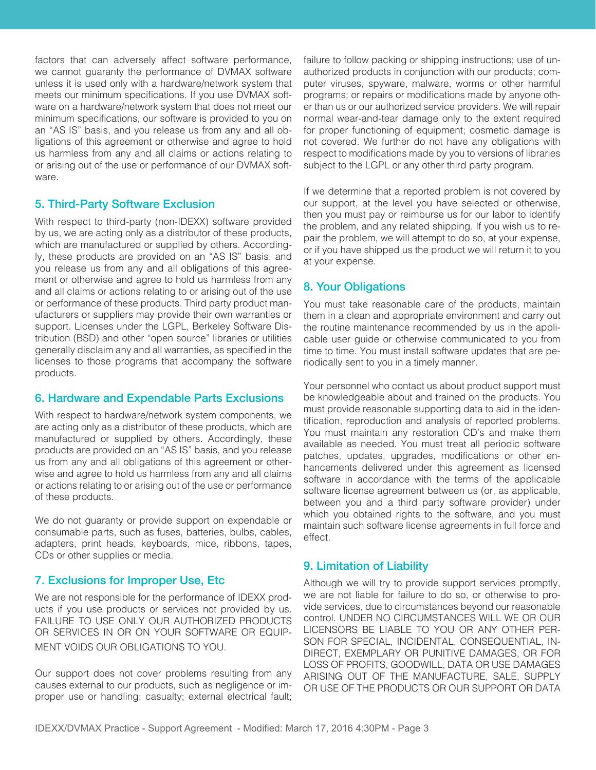factors that can adversely affect software performance, we cannot guaranty the performance of DVMAX software unless it is used only with a hardware/network system that meets our minimum specifications. If you use DVMAX software on a hardware/network system that does not meet our minimum specifications, our software is provided to you on an "AS IS" basis, and you release us from any and all obligations of this agreement or otherwise and agree to hold us harmless from any and all claims or actions relating to or arising out of the use or performance of our DVMAX software.

## 5. Third-Party Software Exclusion

With respect to third-party (non-IDEXX) software provided by us, we are acting only as a distributor of these products, which are manufactured or supplied by others. Accordingly, these products are provided on an "AS IS" basis, and you release us from any and all obligations of this agreement or otherwise and agree to hold us harmless from any and all claims or actions relating to or arising out of the use or performance of these products. Third party product manufacturers or suppliers may provide their own warranties or support. Licenses under the LGPL, Berkeley Software Distribution (BSD) and other "open source" libraries or utilities generally disclaim any and all warranties, as specified in the licenses to those programs that accompany the software products.

## 6. Hardware and Expendable Parts Exclusions

With respect to hardware/network system components, we are acting only as a distributor of these products, which are manufactured or supplied by others. Accordingly, these products are provided on an "AS IS" basis, and you release us from any and all obligations of this agreement or otherwise and agree to hold us harmless from any and all claims or actions relating to or arising out of the use or performance of these products.

We do not guaranty or provide support on expendable or consumable parts, such as fuses, batteries, bulbs, cables, adapters, print heads, keyboards, mice, ribbons, tapes, CDs or other supplies or media.

## 7. Exclusions for Improper Use, Etc

We are not responsible for the performance of IDEXX products if you use products or services not provided by us. FAILURE TO USE ONLY OUR AUTHORIZED PRODUCTS OR SERVICES IN OR ON YOUR SOFTWARE OR EQUIPMENT VOIDS OUR OBLIGATIONS TO YOU.

Our support does not cover problems resulting from any causes external to our products, such as negligence or improper use or handling; casualty; external electrical fault; failure to follow packing or shipping instructions; use of unauthorized products in conjunction with our products; computer viruses, spyware, malware, worms or other harmful programs; or repairs or modifications made by anyone other than us or our authorized service providers. We will repair normal wear-and-tear damage only to the extent required for proper functioning of equipment; cosmetic damage is not covered. We further do not have any obligations with respect to modifications made by you to versions of libraries subject to the LGPL or any other third party program.

If we determine that a reported problem is not covered by our support, at the level you have selected or otherwise, then you must pay or reimburse us for our labor to identify the problem, and any related shipping. If you wish us to repair the problem, we will attempt to do so, at your expense, or if you have shipped us the product we will return it to you at your expense.

## 8. Your Obligations

You must take reasonable care of the products, maintain them in a clean and appropriate environment and carry out the routine maintenance recommended by us in the applicable user guide or otherwise communicated to you from time to time. You must install software updates that are periodically sent to you in a timely manner.

Your personnel who contact us about product support must be knowledgeable about and trained on the products. You must provide reasonable supporting data to aid in the identification, reproduction and analysis of reported problems. You must maintain any restoration CD's and make them available as needed. You must treat all periodic software patches, updates, upgrades, modifications or other enhancements delivered under this agreement as licensed software in accordance with the terms of the applicable software license agreement between us (or, as applicable, between you and a third party software provider) under which you obtained rights to the software, and you must maintain such software license agreements in full force and effect.

## 9. Limitation of Liability

Although we will try to provide support services promptly, we are not liable for failure to do so, or otherwise to provide services, due to circumstances beyond our reasonable control. UNDER NO CIRCUMSTANCES WILL WE OR OUR LICENSORS BE LIABLE TO YOU OR ANY OTHER PERSON FOR SPECIAL, INCIDENTAL, CONSEQUENTIAL, INDIRECT, EXEMPLARY OR PUNITIVE DAMAGES, OR FOR LOSS OF PROFITS, GOODWILL, DATA OR USE DAMAGES ARISING OUT OF THE MANUFACTURE, SALE, SUPPLY OR USE OF THE PRODUCTS OR OUR SUPPORT OR DATA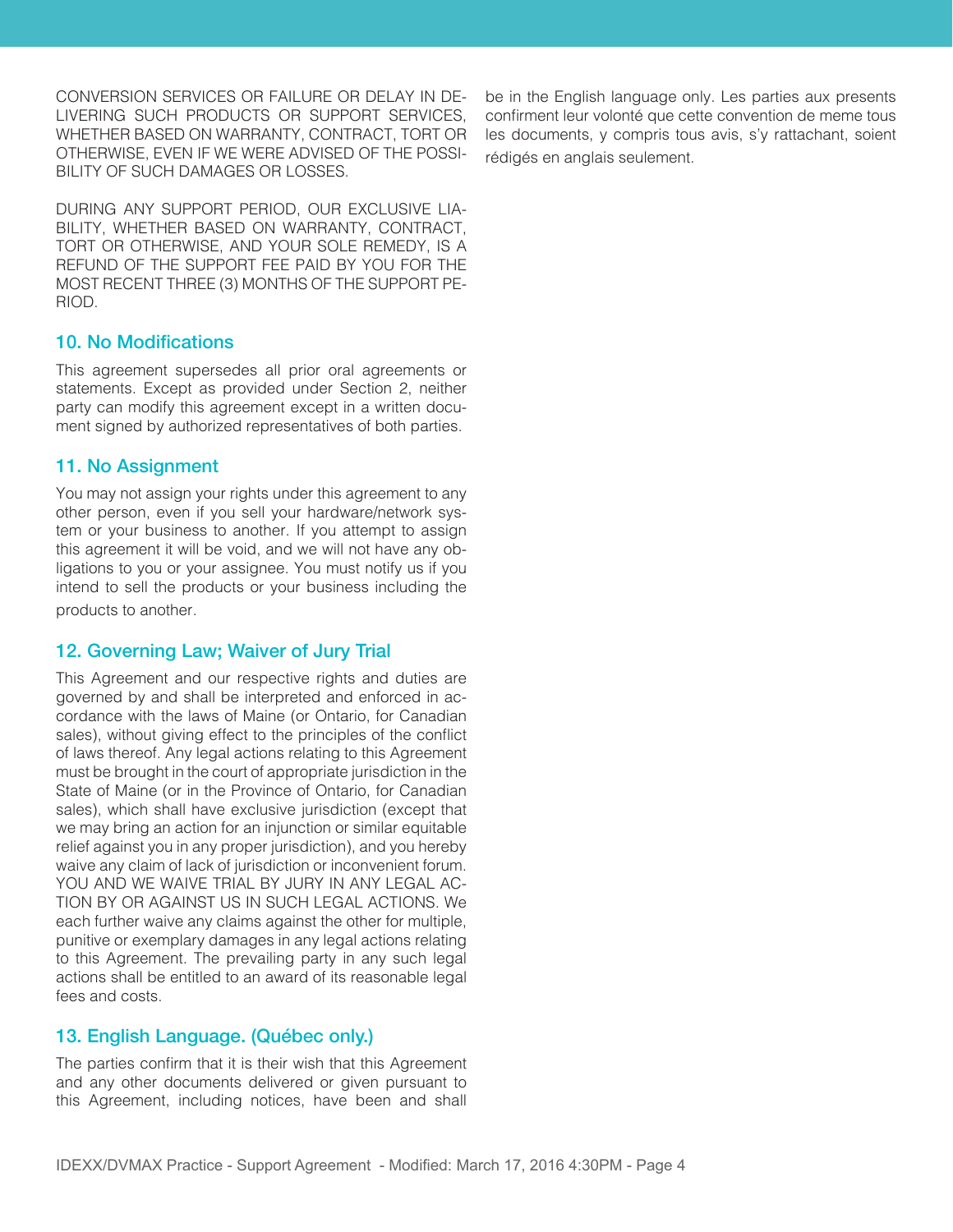CONVERSION SERVICES OR FAILURE OR DELAY IN DELIVERING SUCH PRODUCTS OR SUPPORT SERVICES, WHETHER BASED ON WARRANTY, CONTRACT, TORT OR OTHERWISE, EVEN IF WE WERE ADVISED OF THE POSSIBILITY OF SUCH DAMAGES OR LOSSES.

DURING ANY SUPPORT PERIOD, OUR EXCLUSIVE LIABILITY, WHETHER BASED ON WARRANTY, CONTRACT, TORT OR OTHERWISE, AND YOUR SOLE REMEDY, IS A REFUND OF THE SUPPORT FEE PAID BY YOU FOR THE MOST RECENT THREE (3) MONTHS OF THE SUPPORT PERIOD.

## 10. No Modifications

This agreement supersedes all prior oral agreements or statements. Except as provided under Section 2, neither party can modify this agreement except in a written document signed by authorized representatives of both parties.

## 11. No Assignment

You may not assign your rights under this agreement to any other person, even if you sell your hardware/network system or your business to another. If you attempt to assign this agreement it will be void, and we will not have any obligations to you or your assignee. You must notify us if you intend to sell the products or your business including the products to another.

## 12. Governing Law; Waiver of Jury Trial

This Agreement and our respective rights and duties are governed by and shall be interpreted and enforced in accordance with the laws of Maine (or Ontario, for Canadian sales), without giving effect to the principles of the conflict of laws thereof. Any legal actions relating to this Agreement must be brought in the court of appropriate jurisdiction in the State of Maine (or in the Province of Ontario, for Canadian sales), which shall have exclusive jurisdiction (except that we may bring an action for an injunction or similar equitable relief against you in any proper jurisdiction), and you hereby waive any claim of lack of jurisdiction or inconvenient forum. YOU AND WE WAIVE TRIAL BY JURY IN ANY LEGAL ACTION BY OR AGAINST US IN SUCH LEGAL ACTIONS. We each further waive any claims against the other for multiple, punitive or exemplary damages in any legal actions relating to this Agreement. The prevailing party in any such legal actions shall be entitled to an award of its reasonable legal fees and costs.

## 13. English Language. (Québec only.)

The parties confirm that it is their wish that this Agreement and any other documents delivered or given pursuant to this Agreement, including notices, have been and shall be in the English language only. Les parties aux presents confirment leur volonté que cette convention de meme tous les documents, y compris tous avis, s'y rattachant, soient rédigés en anglais seulement.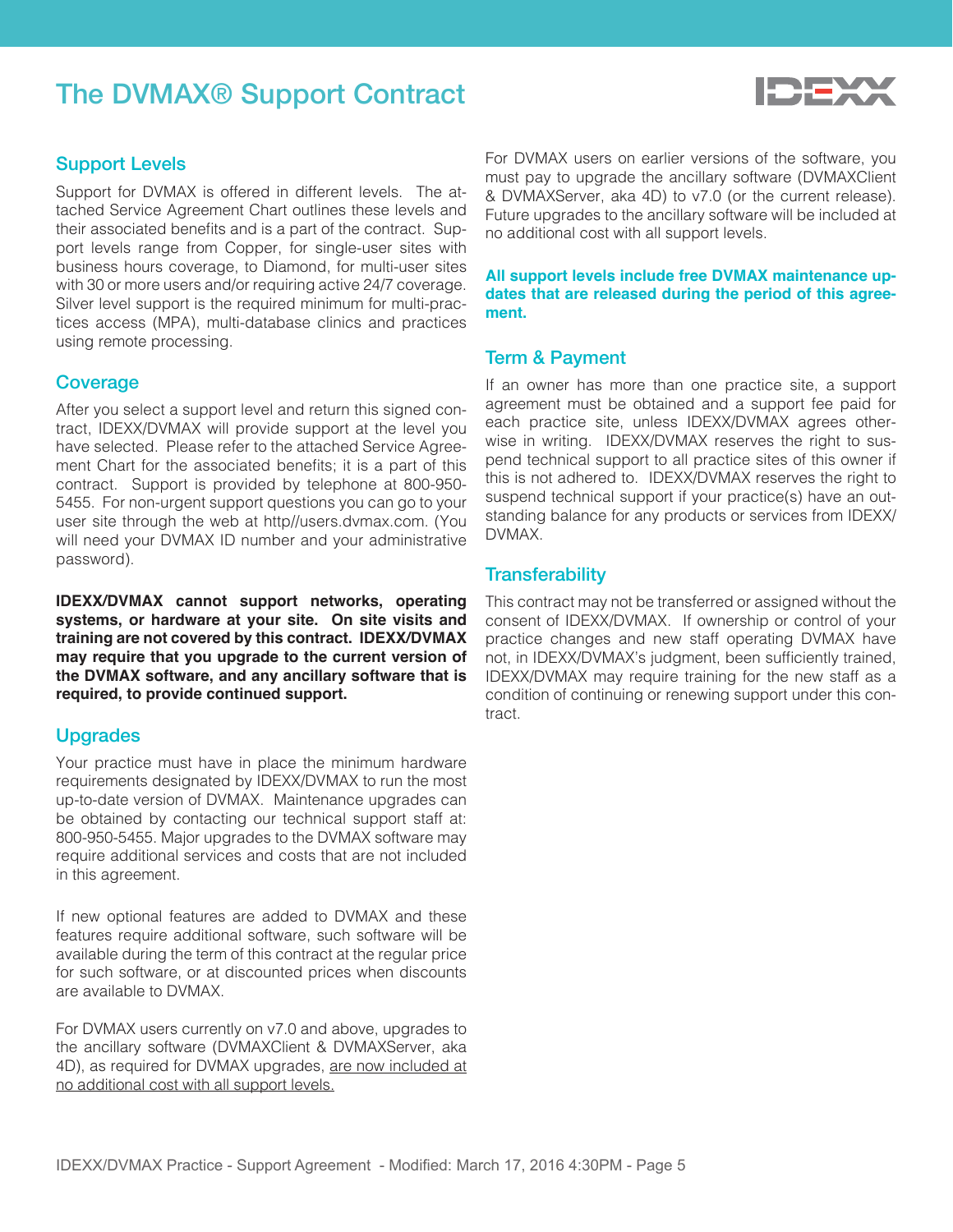# The DVMAX® Support Contract

## Support Levels

Support for DVMAX is offered in different levels. The attached Service Agreement Chart outlines these levels and their associated benefits and is a part of the contract. Support levels range from Copper, for single-user sites with business hours coverage, to Diamond, for multi-user sites with 30 or more users and/or requiring active 24/7 coverage. Silver level support is the required minimum for multi-practices access (MPA), multi-database clinics and practices using remote processing.

## Coverage

After you select a support level and return this signed contract, IDEXX/DVMAX will provide support at the level you have selected. Please refer to the attached Service Agreement Chart for the associated benefits; it is a part of this contract. Support is provided by telephone at 800-950-5455. For non-urgent support questions you can go to your user site through the web at http//users.dvmax.com. (You will need your DVMAX ID number and your administrative password).

**IDEXX/DVMAX cannot support networks, operating systems, or hardware at your site. On site visits and training are not covered by this contract. IDEXX/DVMAX may require that you upgrade to the current version of the DVMAX software, and any ancillary software that is required, to provide continued support.**

## Upgrades

Your practice must have in place the minimum hardware requirements designated by IDEXX/DVMAX to run the most up-to-date version of DVMAX. Maintenance upgrades can be obtained by contacting our technical support staff at: 800-950-5455. Major upgrades to the DVMAX software may require additional services and costs that are not included in this agreement.

If new optional features are added to DVMAX and these features require additional software, such software will be available during the term of this contract at the regular price for such software, or at discounted prices when discounts are available to DVMAX.

For DVMAX users currently on v7.0 and above, upgrades to the ancillary software (DVMAXClient & DVMAXServer, aka 4D), as required for DVMAX upgrades, <u>are now included at no additional cost with all support levels.</u>

For DVMAX users on earlier versions of the software, you must pay to upgrade the ancillary software (DVMAXClient & DVMAXServer, aka 4D) to v7.0 (or the current release). Future upgrades to the ancillary software will be included at no additional cost with all support levels.

**All support levels include free DVMAX maintenance updates that are released during the period of this agreement.**

## Term & Payment

If an owner has more than one practice site, a support agreement must be obtained and a support fee paid for each practice site, unless IDEXX/DVMAX agrees otherwise in writing. IDEXX/DVMAX reserves the right to suspend technical support to all practice sites of this owner if this is not adhered to. IDEXX/DVMAX reserves the right to suspend technical support if your practice(s) have an outstanding balance for any products or services from IDEXX/DVMAX.

## Transferability

This contract may not be transferred or assigned without the consent of IDEXX/DVMAX. If ownership or control of your practice changes and new staff operating DVMAX have not, in IDEXX/DVMAX's judgment, been sufficiently trained, IDEXX/DVMAX may require training for the new staff as a condition of continuing or renewing support under this contract.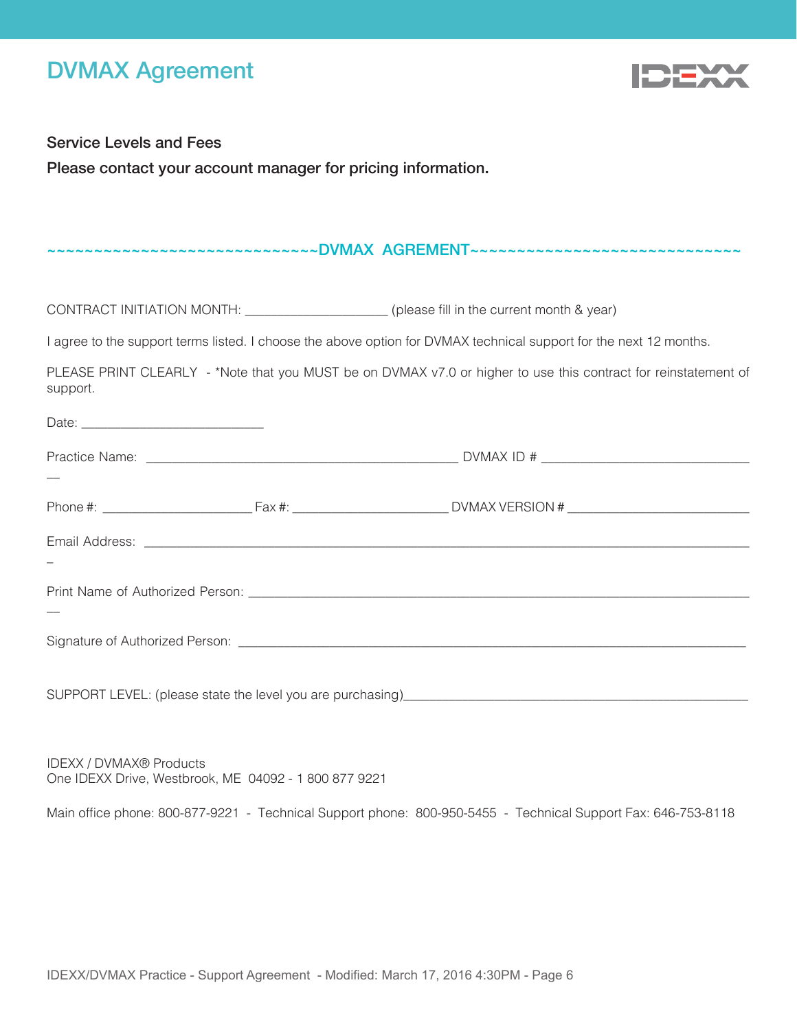# DVMAX Agreement

**Service Levels and Fees**

**Please contact your account manager for pricing information.**

~~~~~~~~~~~~~~~~~~~~~~~~~~~~~DVMAX AGREMENT~~~~~~~~~~~~~~~~~~~~~~~~~~~~~~

CONTRACT INITIATION MONTH: ____________________ (please fill in the current month & year)

I agree to the support terms listed. I choose the above option for DVMAX technical support for the next 12 months.

PLEASE PRINT CLEARLY - *Note that you MUST be on DVMAX v7.0 or higher to use this contract for reinstatement of support.

Date: __________________________

Practice Name: ____________________________________________ DVMAX ID # _____________________________

Phone #: _____________________ Fax #: ______________________ DVMAX VERSION # __________________________

Email Address: ___________________________________________________________________________________

Print Name of Authorized Person: ______________________________________________________________________

Signature of Authorized Person: _______________________________________________________________________

SUPPORT LEVEL: (please state the level you are purchasing)_________________________________________________

IDEXX / DVMAX® Products
One IDEXX Drive, Westbrook, ME 04092 - 1 800 877 9221

Main office phone: 800-877-9221 - Technical Support phone: 800-950-5455 - Technical Support Fax: 646-753-8118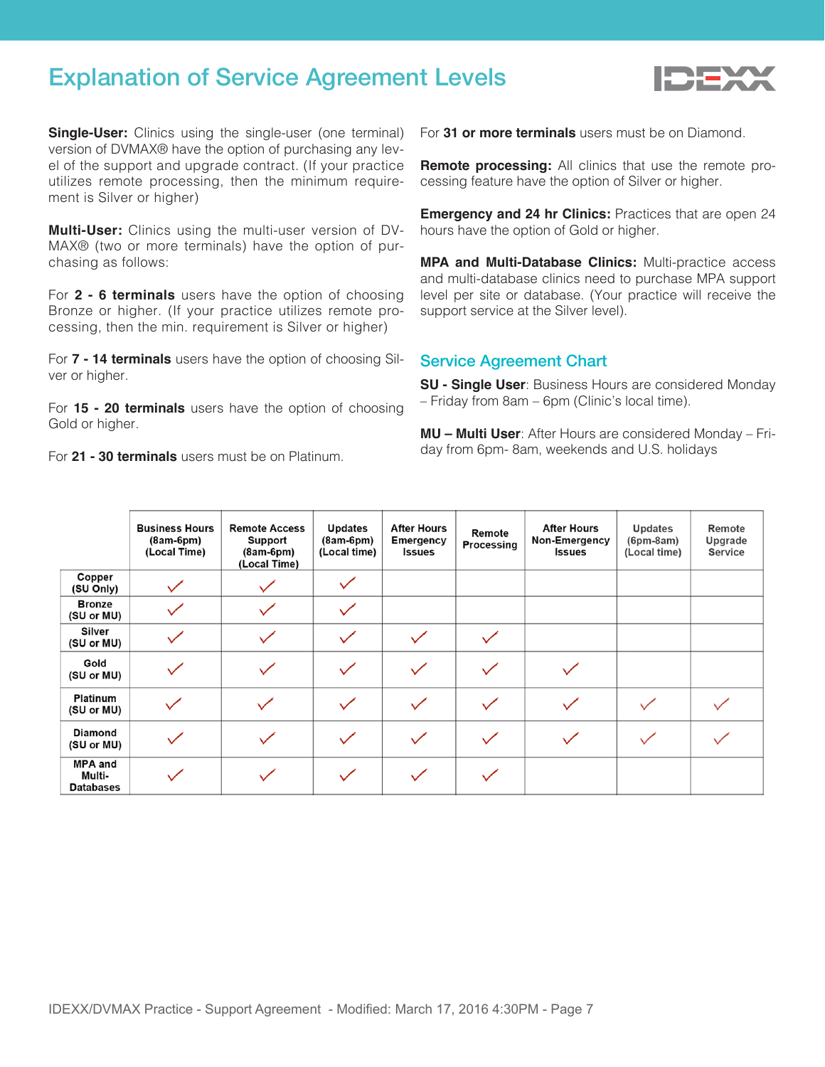# Explanation of Service Agreement Levels

**Single-User:** Clinics using the single-user (one terminal) version of DVMAX® have the option of purchasing any level of the support and upgrade contract. (If your practice utilizes remote processing, then the minimum requirement is Silver or higher)

**Multi-User:** Clinics using the multi-user version of DVMAX® (two or more terminals) have the option of purchasing as follows:

For **2 - 6 terminals** users have the option of choosing Bronze or higher. (If your practice utilizes remote processing, then the min. requirement is Silver or higher)

For **7 - 14 terminals** users have the option of choosing Silver or higher.

For **15 - 20 terminals** users have the option of choosing Gold or higher.

For **21 - 30 terminals** users must be on Platinum.

For **31 or more terminals** users must be on Diamond.

**Remote processing:** All clinics that use the remote processing feature have the option of Silver or higher.

**Emergency and 24 hr Clinics:** Practices that are open 24 hours have the option of Gold or higher.

**MPA and Multi-Database Clinics:** Multi-practice access and multi-database clinics need to purchase MPA support level per site or database. (Your practice will receive the support service at the Silver level).

## Service Agreement Chart

**SU - Single User**: Business Hours are considered Monday – Friday from 8am – 6pm (Clinic's local time).

**MU – Multi User**: After Hours are considered Monday – Friday from 6pm- 8am, weekends and U.S. holidays

| | Business Hours (8am-6pm) (Local Time) | Remote Access Support (8am-6pm) (Local Time) | Updates (8am-6pm) (Local time) | After Hours Emergency Issues | Remote Processing | After Hours Non-Emergency Issues | Updates (6pm-8am) (Local time) | Remote Upgrade Service |
|---|---|---|---|---|---|---|---|---|
| Copper (SU Only) | ✓ | ✓ | ✓ | | | | | |
| Bronze (SU or MU) | ✓ | ✓ | ✓ | | | | | |
| Silver (SU or MU) | ✓ | ✓ | ✓ | ✓ | ✓ | | | |
| Gold (SU or MU) | ✓ | ✓ | ✓ | ✓ | ✓ | ✓ | | |
| Platinum (SU or MU) | ✓ | ✓ | ✓ | ✓ | ✓ | ✓ | ✓ | ✓ |
| Diamond (SU or MU) | ✓ | ✓ | ✓ | ✓ | ✓ | ✓ | ✓ | ✓ |
| MPA and Multi-Databases | ✓ | ✓ | ✓ | ✓ | ✓ | | | |